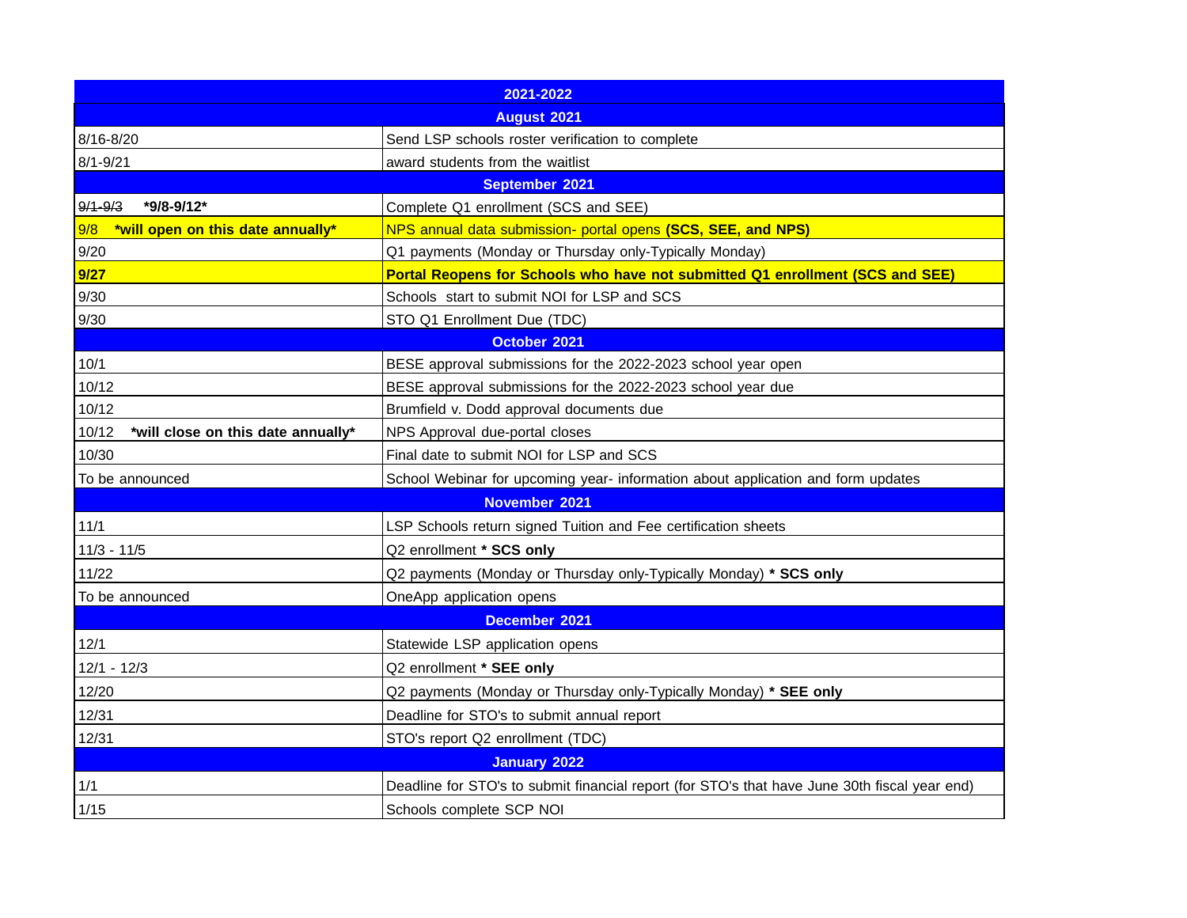| 2021-2022 | |
|---|---|
| **August 2021** | |
| 8/16-8/20 | Send LSP schools roster verification to complete |
| 8/1-9/21 | award students from the waitlist |
| **September 2021** | |
| ~~9/1-9/3~~ **\*9/8-9/12\*** | Complete Q1 enrollment (SCS and SEE) |
| 9/8 **\*will open on this date annually\*** | NPS annual data submission- portal opens **(SCS, SEE, and NPS)** |
| 9/20 | Q1 payments (Monday or Thursday only-Typically Monday) |
| **9/27** | **Portal Reopens for Schools who have not submitted Q1 enrollment (SCS and SEE)** |
| 9/30 | Schools start to submit NOI for LSP and SCS |
| 9/30 | STO Q1 Enrollment Due (TDC) |
| **October 2021** | |
| 10/1 | BESE approval submissions for the 2022-2023 school year open |
| 10/12 | BESE approval submissions for the 2022-2023 school year due |
| 10/12 | Brumfield v. Dodd approval documents due |
| 10/12 **\*will close on this date annually\*** | NPS Approval due-portal closes |
| 10/30 | Final date to submit NOI for LSP and SCS |
| To be announced | School Webinar for upcoming year- information about application and form updates |
| **November 2021** | |
| 11/1 | LSP Schools return signed Tuition and Fee certification sheets |
| 11/3 - 11/5 | Q2 enrollment **\* SCS only** |
| 11/22 | Q2 payments (Monday or Thursday only-Typically Monday) **\* SCS only** |
| To be announced | OneApp application opens |
| **December 2021** | |
| 12/1 | Statewide LSP application opens |
| 12/1 - 12/3 | Q2 enrollment **\* SEE only** |
| 12/20 | Q2 payments (Monday or Thursday only-Typically Monday) **\* SEE only** |
| 12/31 | Deadline for STO's to submit annual report |
| 12/31 | STO's report Q2 enrollment (TDC) |
| **January 2022** | |
| 1/1 | Deadline for STO's to submit financial report (for STO's that have June 30th fiscal year end) |
| 1/15 | Schools complete SCP NOI |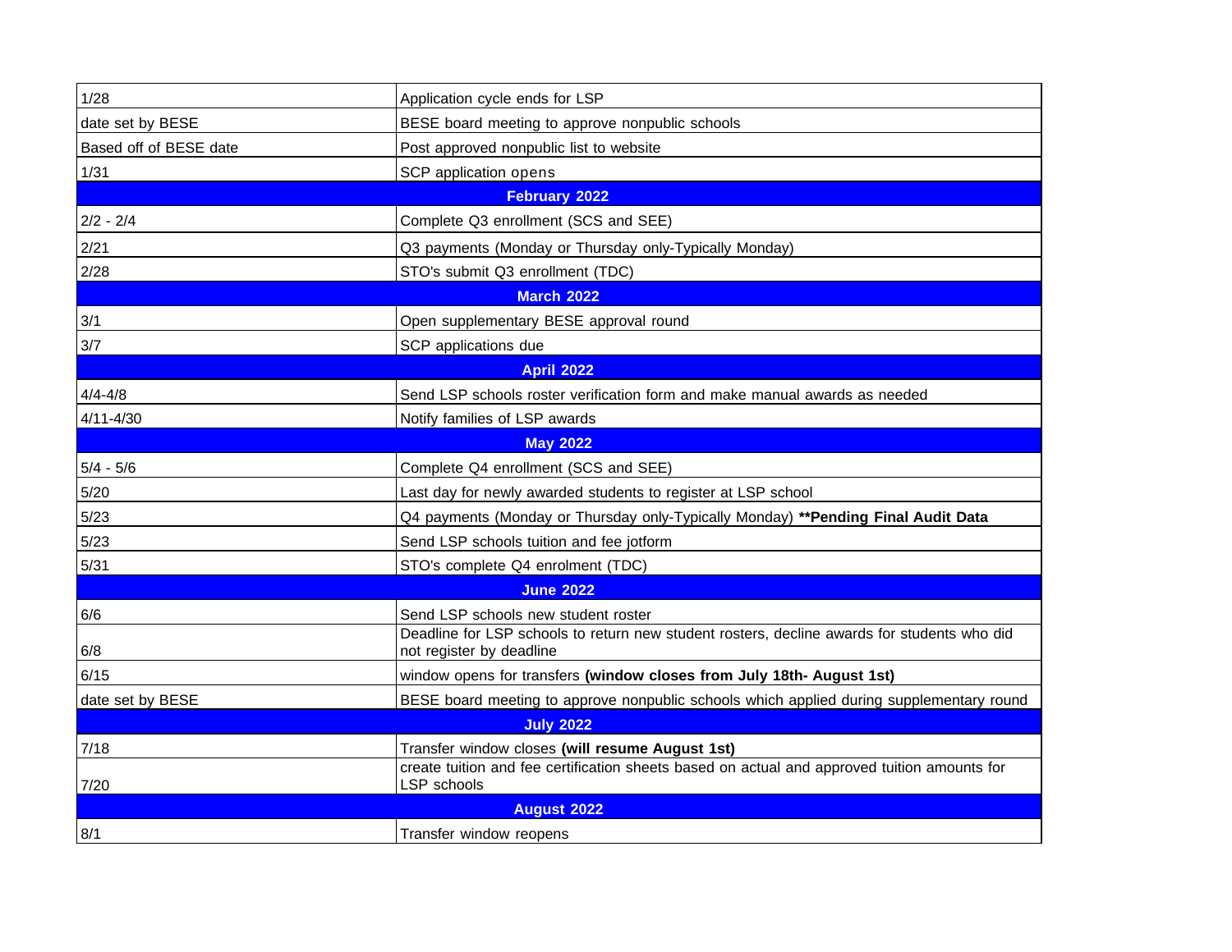| | |
|---|---|
| 1/28 | Application cycle ends for LSP |
| date set by BESE | BESE board meeting to approve nonpublic schools |
| Based off of BESE date | Post approved nonpublic list to website |
| 1/31 | SCP application opens |
| **February 2022** | |
| 2/2 - 2/4 | Complete Q3 enrollment (SCS and SEE) |
| 2/21 | Q3 payments (Monday or Thursday only-Typically Monday) |
| 2/28 | STO's submit Q3 enrollment (TDC) |
| **March 2022** | |
| 3/1 | Open supplementary BESE approval round |
| 3/7 | SCP applications due |
| **April 2022** | |
| 4/4-4/8 | Send LSP schools roster verification form and make manual awards as needed |
| 4/11-4/30 | Notify families of LSP awards |
| **May 2022** | |
| 5/4 - 5/6 | Complete Q4 enrollment (SCS and SEE) |
| 5/20 | Last day for newly awarded students to register at LSP school |
| 5/23 | Q4 payments (Monday or Thursday only-Typically Monday) **\*\*Pending Final Audit Data** |
| 5/23 | Send LSP schools tuition and fee jotform |
| 5/31 | STO's complete Q4 enrolment (TDC) |
| **June 2022** | |
| 6/6 | Send LSP schools new student roster |
| 6/8 | Deadline for LSP schools to return new student rosters, decline awards for students who did not register by deadline |
| 6/15 | window opens for transfers **(window closes from July 18th- August 1st)** |
| date set by BESE | BESE board meeting to approve nonpublic schools which applied during supplementary round |
| **July 2022** | |
| 7/18 | Transfer window closes **(will resume August 1st)** |
| 7/20 | create tuition and fee certification sheets based on actual and approved tuition amounts for LSP schools |
| **August 2022** | |
| 8/1 | Transfer window reopens |